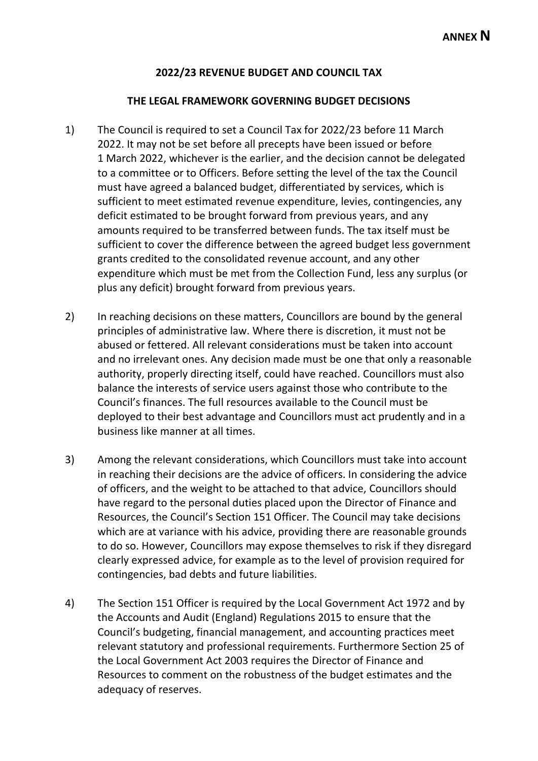**ANNEX N**

## 2022/23 REVENUE BUDGET AND COUNCIL TAX

## THE LEGAL FRAMEWORK GOVERNING BUDGET DECISIONS

1) The Council is required to set a Council Tax for 2022/23 before 11 March 2022. It may not be set before all precepts have been issued or before 1 March 2022, whichever is the earlier, and the decision cannot be delegated to a committee or to Officers. Before setting the level of the tax the Council must have agreed a balanced budget, differentiated by services, which is sufficient to meet estimated revenue expenditure, levies, contingencies, any deficit estimated to be brought forward from previous years, and any amounts required to be transferred between funds. The tax itself must be sufficient to cover the difference between the agreed budget less government grants credited to the consolidated revenue account, and any other expenditure which must be met from the Collection Fund, less any surplus (or plus any deficit) brought forward from previous years.

2) In reaching decisions on these matters, Councillors are bound by the general principles of administrative law. Where there is discretion, it must not be abused or fettered. All relevant considerations must be taken into account and no irrelevant ones. Any decision made must be one that only a reasonable authority, properly directing itself, could have reached. Councillors must also balance the interests of service users against those who contribute to the Council's finances. The full resources available to the Council must be deployed to their best advantage and Councillors must act prudently and in a business like manner at all times.

3) Among the relevant considerations, which Councillors must take into account in reaching their decisions are the advice of officers. In considering the advice of officers, and the weight to be attached to that advice, Councillors should have regard to the personal duties placed upon the Director of Finance and Resources, the Council's Section 151 Officer. The Council may take decisions which are at variance with his advice, providing there are reasonable grounds to do so. However, Councillors may expose themselves to risk if they disregard clearly expressed advice, for example as to the level of provision required for contingencies, bad debts and future liabilities.

4) The Section 151 Officer is required by the Local Government Act 1972 and by the Accounts and Audit (England) Regulations 2015 to ensure that the Council's budgeting, financial management, and accounting practices meet relevant statutory and professional requirements. Furthermore Section 25 of the Local Government Act 2003 requires the Director of Finance and Resources to comment on the robustness of the budget estimates and the adequacy of reserves.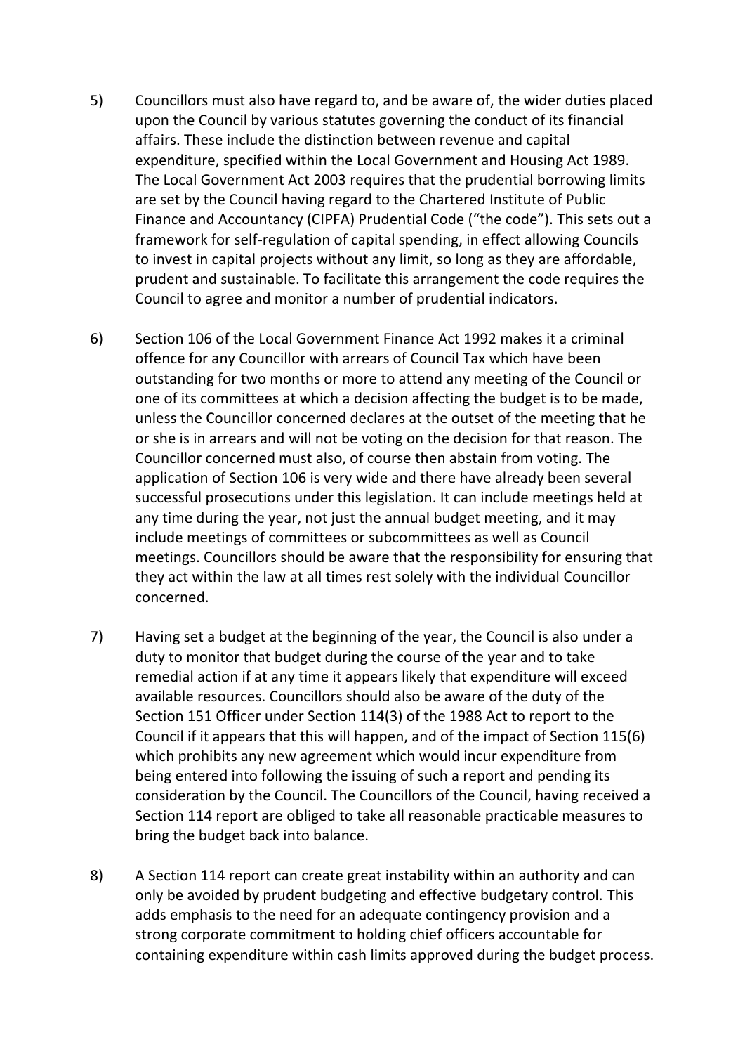5) Councillors must also have regard to, and be aware of, the wider duties placed upon the Council by various statutes governing the conduct of its financial affairs. These include the distinction between revenue and capital expenditure, specified within the Local Government and Housing Act 1989. The Local Government Act 2003 requires that the prudential borrowing limits are set by the Council having regard to the Chartered Institute of Public Finance and Accountancy (CIPFA) Prudential Code ("the code"). This sets out a framework for self-regulation of capital spending, in effect allowing Councils to invest in capital projects without any limit, so long as they are affordable, prudent and sustainable. To facilitate this arrangement the code requires the Council to agree and monitor a number of prudential indicators.

6) Section 106 of the Local Government Finance Act 1992 makes it a criminal offence for any Councillor with arrears of Council Tax which have been outstanding for two months or more to attend any meeting of the Council or one of its committees at which a decision affecting the budget is to be made, unless the Councillor concerned declares at the outset of the meeting that he or she is in arrears and will not be voting on the decision for that reason. The Councillor concerned must also, of course then abstain from voting. The application of Section 106 is very wide and there have already been several successful prosecutions under this legislation. It can include meetings held at any time during the year, not just the annual budget meeting, and it may include meetings of committees or subcommittees as well as Council meetings. Councillors should be aware that the responsibility for ensuring that they act within the law at all times rest solely with the individual Councillor concerned.

7) Having set a budget at the beginning of the year, the Council is also under a duty to monitor that budget during the course of the year and to take remedial action if at any time it appears likely that expenditure will exceed available resources. Councillors should also be aware of the duty of the Section 151 Officer under Section 114(3) of the 1988 Act to report to the Council if it appears that this will happen, and of the impact of Section 115(6) which prohibits any new agreement which would incur expenditure from being entered into following the issuing of such a report and pending its consideration by the Council. The Councillors of the Council, having received a Section 114 report are obliged to take all reasonable practicable measures to bring the budget back into balance.

8) A Section 114 report can create great instability within an authority and can only be avoided by prudent budgeting and effective budgetary control. This adds emphasis to the need for an adequate contingency provision and a strong corporate commitment to holding chief officers accountable for containing expenditure within cash limits approved during the budget process.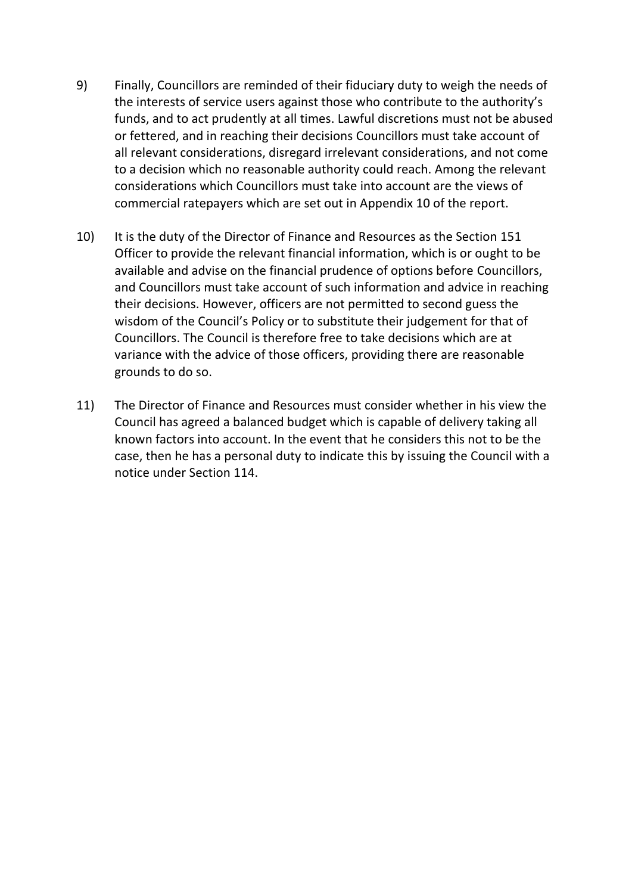9) Finally, Councillors are reminded of their fiduciary duty to weigh the needs of the interests of service users against those who contribute to the authority's funds, and to act prudently at all times. Lawful discretions must not be abused or fettered, and in reaching their decisions Councillors must take account of all relevant considerations, disregard irrelevant considerations, and not come to a decision which no reasonable authority could reach. Among the relevant considerations which Councillors must take into account are the views of commercial ratepayers which are set out in Appendix 10 of the report.

10) It is the duty of the Director of Finance and Resources as the Section 151 Officer to provide the relevant financial information, which is or ought to be available and advise on the financial prudence of options before Councillors, and Councillors must take account of such information and advice in reaching their decisions. However, officers are not permitted to second guess the wisdom of the Council's Policy or to substitute their judgement for that of Councillors. The Council is therefore free to take decisions which are at variance with the advice of those officers, providing there are reasonable grounds to do so.

11) The Director of Finance and Resources must consider whether in his view the Council has agreed a balanced budget which is capable of delivery taking all known factors into account. In the event that he considers this not to be the case, then he has a personal duty to indicate this by issuing the Council with a notice under Section 114.